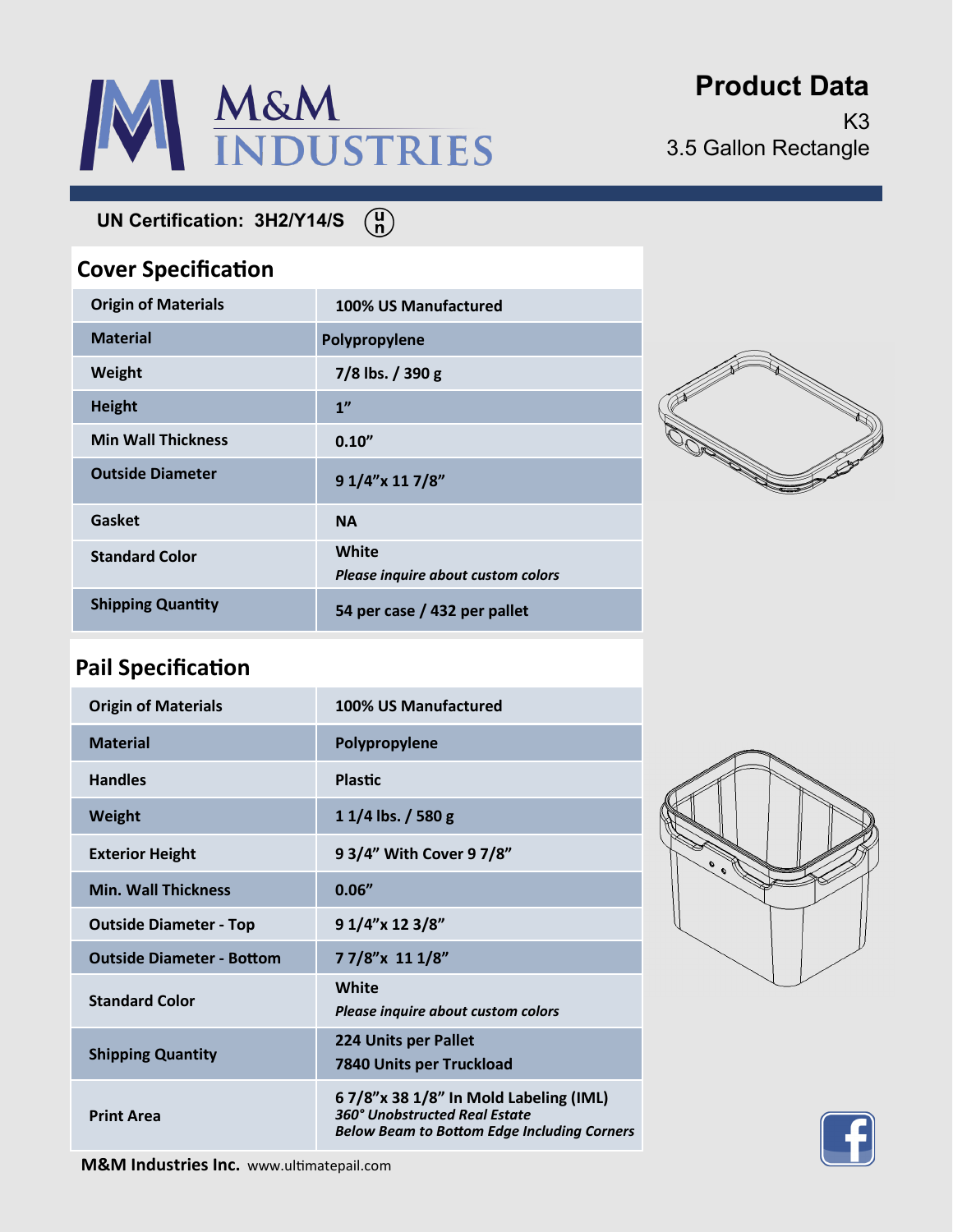# M&M INDUSTRIES

## Product Data

K3

3.5 Gallon Rectangle

**UN Certification: 3H2/Y14/S**

## Cover Specification

| | |
|---|---|
| Origin of Materials | 100% US Manufactured |
| Material | Polypropylene |
| Weight | 7/8 lbs. / 390 g |
| Height | 1” |
| Min Wall Thickness | 0.10” |
| Outside Diameter | 9 1/4”x 11 7/8” |
| Gasket | NA |
| Standard Color | White *Please inquire about custom colors* |
| Shipping Quantity | 54 per case / 432 per pallet |

## Pail Specification

| | |
|---|---|
| Origin of Materials | 100% US Manufactured |
| Material | Polypropylene |
| Handles | Plastic |
| Weight | 1 1/4 lbs. / 580 g |
| Exterior Height | 9 3/4” With Cover 9 7/8” |
| Min. Wall Thickness | 0.06” |
| Outside Diameter - Top | 9 1/4”x 12 3/8” |
| Outside Diameter - Bottom | 7 7/8”x 11 1/8” |
| Standard Color | White *Please inquire about custom colors* |
| Shipping Quantity | 224 Units per Pallet 7840 Units per Truckload |
| Print Area | 6 7/8”x 38 1/8” In Mold Labeling (IML) *360° Unobstructed Real Estate* *Below Beam to Bottom Edge Including Corners* |

**M&M Industries Inc.** www.ultimatepail.com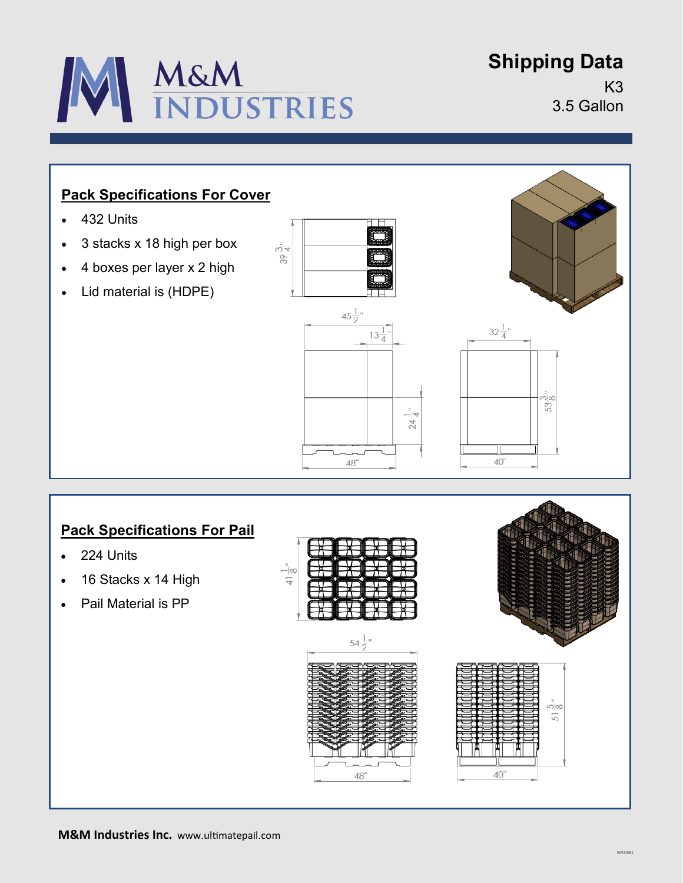M&M INDUSTRIES

# Shipping Data

K3
3.5 Gallon

## Pack Specifications For Cover

- 432 Units
- 3 stacks x 18 high per box
- 4 boxes per layer x 2 high
- Lid material is (HDPE)

$39\frac{3}{4}$"

$45\frac{1}{2}$"

$13\frac{1}{4}$"

$24\frac{1}{4}$"

48"

$32\frac{1}{4}$"

$53\frac{3}{8}$"

40"

## Pack Specifications For Pail

- 224 Units
- 16 Stacks x 14 High
- Pail Material is PP

$41\frac{1}{8}$"

$54\frac{1}{2}$"

48"

$51\frac{5}{8}$"

40"

**M&M Industries Inc.** www.ultimatepail.com